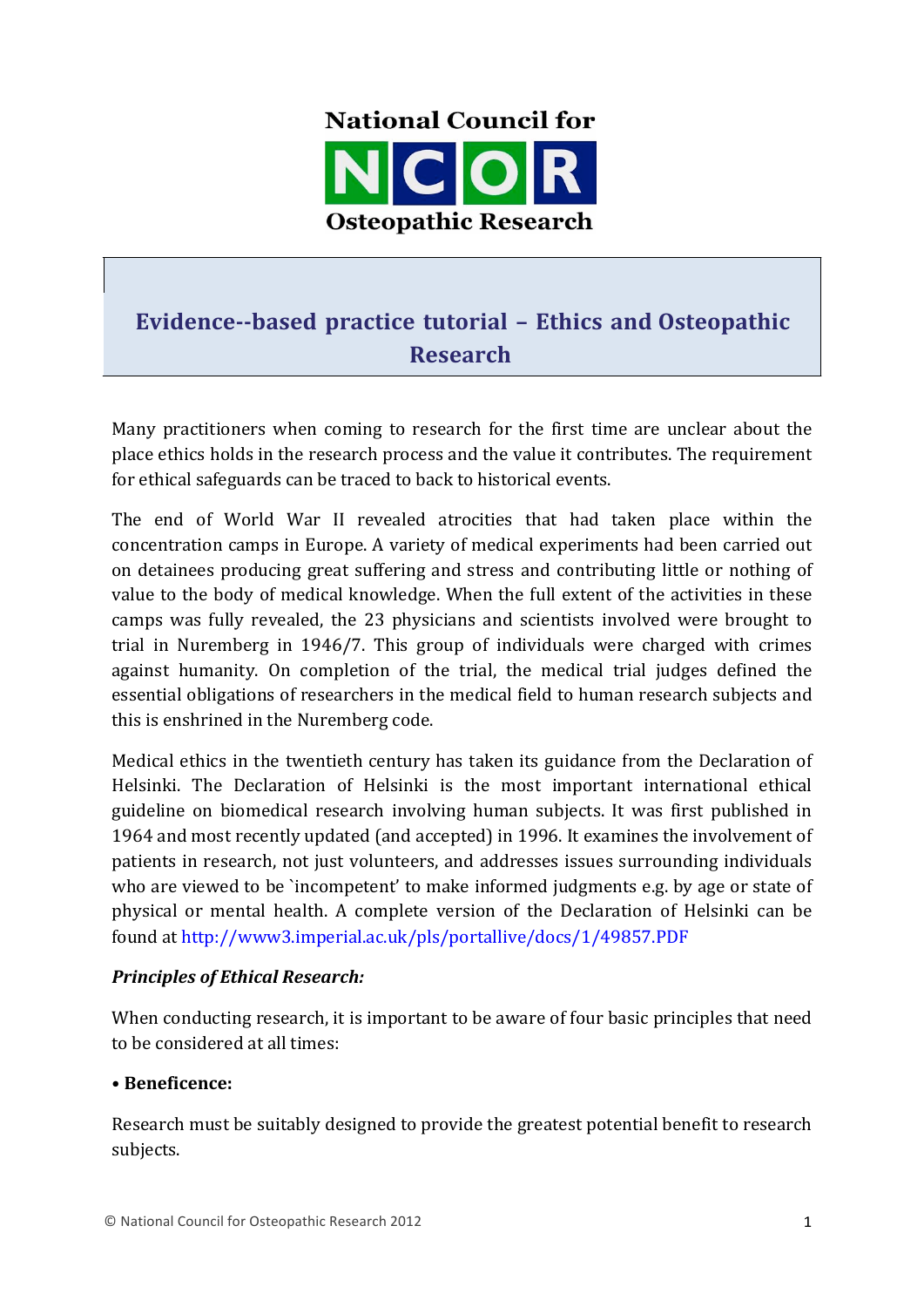National Council for NCOR Osteopathic Research

# Evidence--based practice tutorial – Ethics and Osteopathic Research

Many practitioners when coming to research for the first time are unclear about the place ethics holds in the research process and the value it contributes. The requirement for ethical safeguards can be traced to back to historical events.

The end of World War II revealed atrocities that had taken place within the concentration camps in Europe. A variety of medical experiments had been carried out on detainees producing great suffering and stress and contributing little or nothing of value to the body of medical knowledge. When the full extent of the activities in these camps was fully revealed, the 23 physicians and scientists involved were brought to trial in Nuremberg in 1946/7. This group of individuals were charged with crimes against humanity. On completion of the trial, the medical trial judges defined the essential obligations of researchers in the medical field to human research subjects and this is enshrined in the Nuremberg code.

Medical ethics in the twentieth century has taken its guidance from the Declaration of Helsinki. The Declaration of Helsinki is the most important international ethical guideline on biomedical research involving human subjects. It was first published in 1964 and most recently updated (and accepted) in 1996. It examines the involvement of patients in research, not just volunteers, and addresses issues surrounding individuals who are viewed to be `incompetent' to make informed judgments e.g. by age or state of physical or mental health. A complete version of the Declaration of Helsinki can be found at http://www3.imperial.ac.uk/pls/portallive/docs/1/49857.PDF

***Principles of Ethical Research:***

When conducting research, it is important to be aware of four basic principles that need to be considered at all times:

**• Beneficence:**

Research must be suitably designed to provide the greatest potential benefit to research subjects.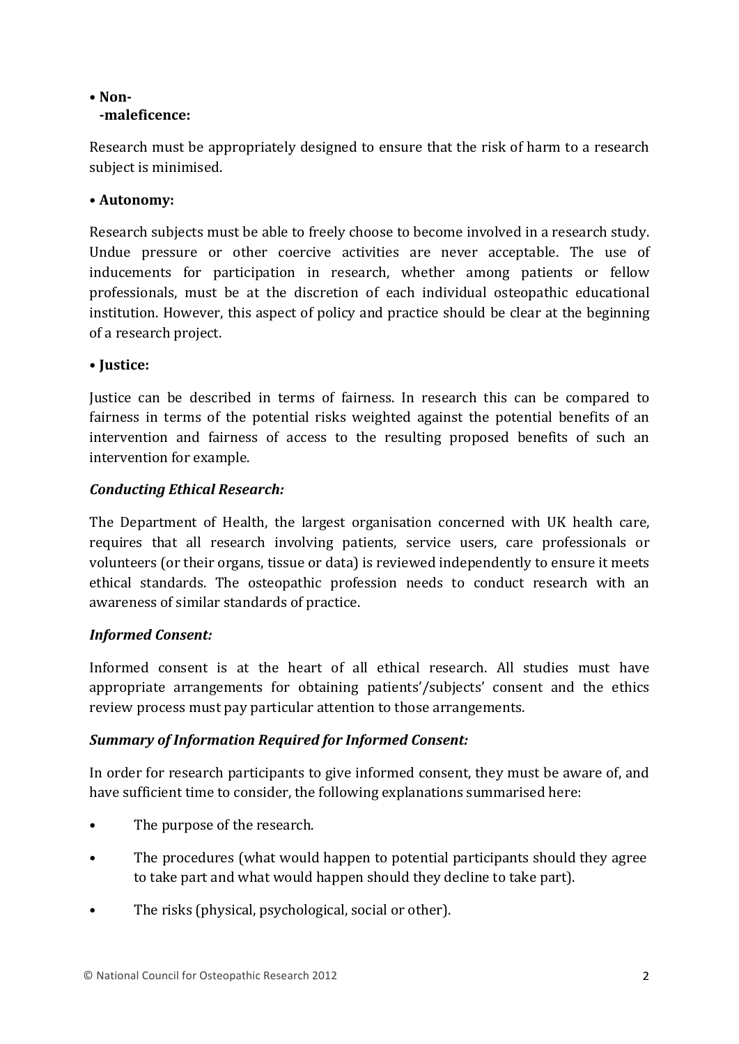- **Non-
  -maleficence:**

Research must be appropriately designed to ensure that the risk of harm to a research subject is minimised.

- **Autonomy:**

Research subjects must be able to freely choose to become involved in a research study. Undue pressure or other coercive activities are never acceptable. The use of inducements for participation in research, whether among patients or fellow professionals, must be at the discretion of each individual osteopathic educational institution. However, this aspect of policy and practice should be clear at the beginning of a research project.

- **Justice:**

Justice can be described in terms of fairness. In research this can be compared to fairness in terms of the potential risks weighted against the potential benefits of an intervention and fairness of access to the resulting proposed benefits of such an intervention for example.

***Conducting Ethical Research:***

The Department of Health, the largest organisation concerned with UK health care, requires that all research involving patients, service users, care professionals or volunteers (or their organs, tissue or data) is reviewed independently to ensure it meets ethical standards. The osteopathic profession needs to conduct research with an awareness of similar standards of practice.

***Informed Consent:***

Informed consent is at the heart of all ethical research. All studies must have appropriate arrangements for obtaining patients'/subjects' consent and the ethics review process must pay particular attention to those arrangements.

***Summary of Information Required for Informed Consent:***

In order for research participants to give informed consent, they must be aware of, and have sufficient time to consider, the following explanations summarised here:

- The purpose of the research.
- The procedures (what would happen to potential participants should they agree to take part and what would happen should they decline to take part).
- The risks (physical, psychological, social or other).

© National Council for Osteopathic Research 2012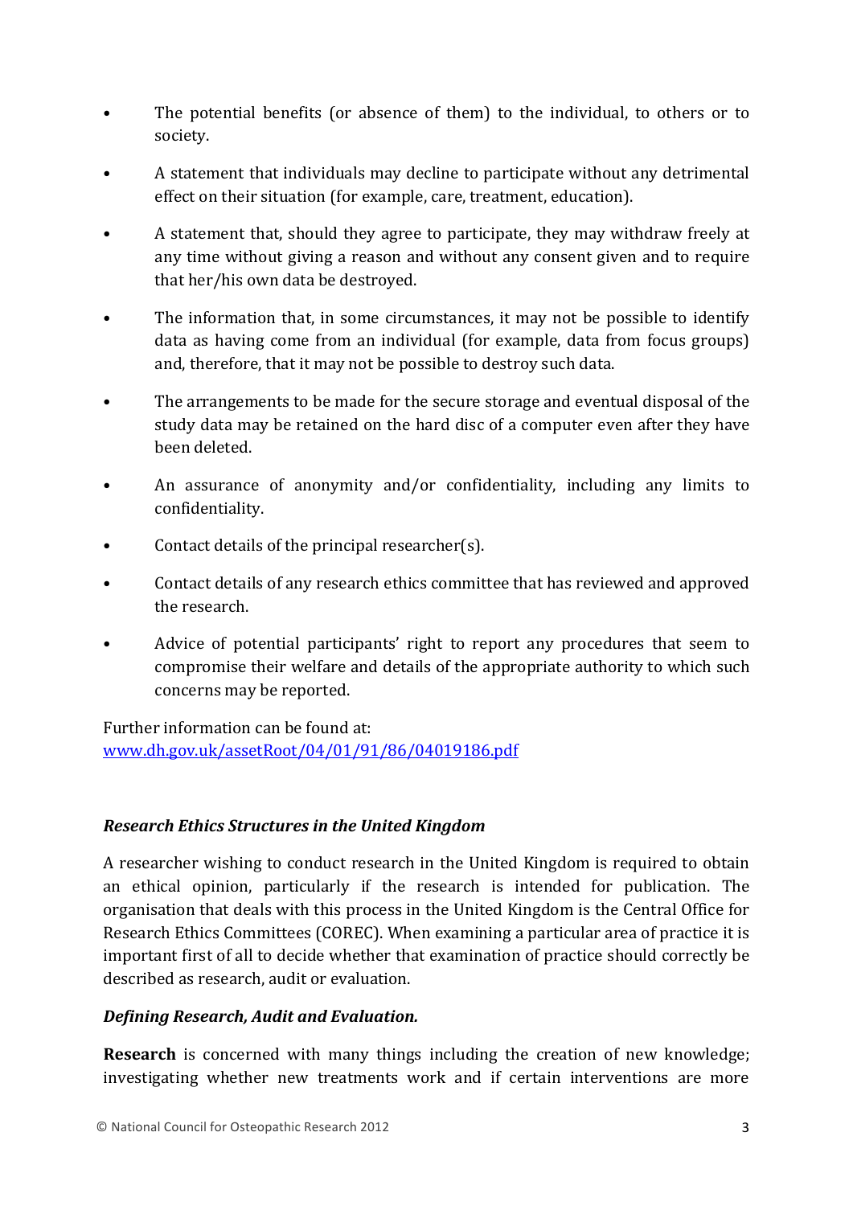- The potential benefits (or absence of them) to the individual, to others or to society.
- A statement that individuals may decline to participate without any detrimental effect on their situation (for example, care, treatment, education).
- A statement that, should they agree to participate, they may withdraw freely at any time without giving a reason and without any consent given and to require that her/his own data be destroyed.
- The information that, in some circumstances, it may not be possible to identify data as having come from an individual (for example, data from focus groups) and, therefore, that it may not be possible to destroy such data.
- The arrangements to be made for the secure storage and eventual disposal of the study data may be retained on the hard disc of a computer even after they have been deleted.
- An assurance of anonymity and/or confidentiality, including any limits to confidentiality.
- Contact details of the principal researcher(s).
- Contact details of any research ethics committee that has reviewed and approved the research.
- Advice of potential participants' right to report any procedures that seem to compromise their welfare and details of the appropriate authority to which such concerns may be reported.

Further information can be found at:
[www.dh.gov.uk/assetRoot/04/01/91/86/04019186.pdf](www.dh.gov.uk/assetRoot/04/01/91/86/04019186.pdf)

### *Research Ethics Structures in the United Kingdom*

A researcher wishing to conduct research in the United Kingdom is required to obtain an ethical opinion, particularly if the research is intended for publication. The organisation that deals with this process in the United Kingdom is the Central Office for Research Ethics Committees (COREC). When examining a particular area of practice it is important first of all to decide whether that examination of practice should correctly be described as research, audit or evaluation.

### *Defining Research, Audit and Evaluation.*

**Research** is concerned with many things including the creation of new knowledge; investigating whether new treatments work and if certain interventions are more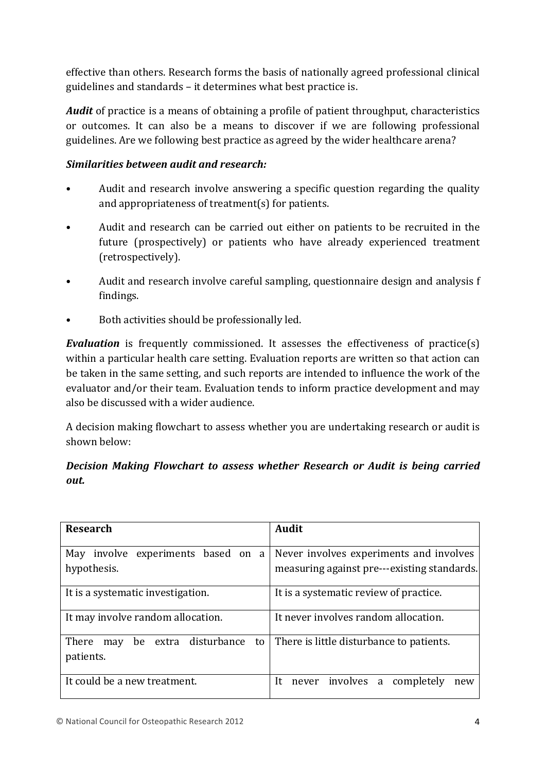effective than others. Research forms the basis of nationally agreed professional clinical guidelines and standards – it determines what best practice is.

***Audit*** of practice is a means of obtaining a profile of patient throughput, characteristics or outcomes. It can also be a means to discover if we are following professional guidelines. Are we following best practice as agreed by the wider healthcare arena?

***Similarities between audit and research:***

- Audit and research involve answering a specific question regarding the quality and appropriateness of treatment(s) for patients.
- Audit and research can be carried out either on patients to be recruited in the future (prospectively) or patients who have already experienced treatment (retrospectively).
- Audit and research involve careful sampling, questionnaire design and analysis f findings.
- Both activities should be professionally led.

***Evaluation*** is frequently commissioned. It assesses the effectiveness of practice(s) within a particular health care setting. Evaluation reports are written so that action can be taken in the same setting, and such reports are intended to influence the work of the evaluator and/or their team. Evaluation tends to inform practice development and may also be discussed with a wider audience.

A decision making flowchart to assess whether you are undertaking research or audit is shown below:

***Decision Making Flowchart to assess whether Research or Audit is being carried out.***

| **Research** | **Audit** |
|---|---|
| May involve experiments based on a hypothesis. | Never involves experiments and involves measuring against pre---existing standards. |
| It is a systematic investigation. | It is a systematic review of practice. |
| It may involve random allocation. | It never involves random allocation. |
| There may be extra disturbance to patients. | There is little disturbance to patients. |
| It could be a new treatment. | It never involves a completely new |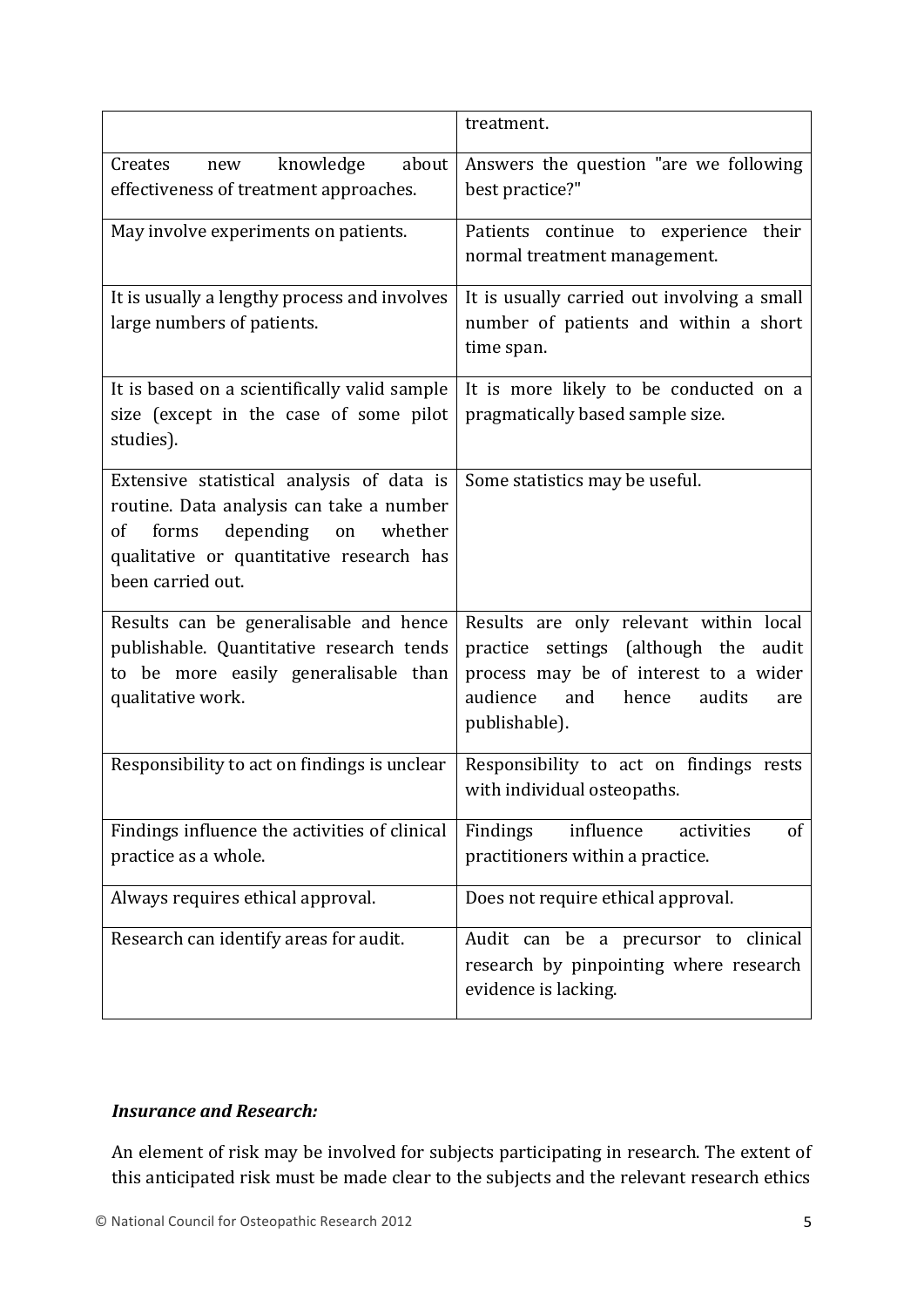| | |
|---|---|
| | treatment. |
| Creates new knowledge about effectiveness of treatment approaches. | Answers the question "are we following best practice?" |
| May involve experiments on patients. | Patients continue to experience their normal treatment management. |
| It is usually a lengthy process and involves large numbers of patients. | It is usually carried out involving a small number of patients and within a short time span. |
| It is based on a scientifically valid sample size (except in the case of some pilot studies). | It is more likely to be conducted on a pragmatically based sample size. |
| Extensive statistical analysis of data is routine. Data analysis can take a number of forms depending on whether qualitative or quantitative research has been carried out. | Some statistics may be useful. |
| Results can be generalisable and hence publishable. Quantitative research tends to be more easily generalisable than qualitative work. | Results are only relevant within local practice settings (although the audit process may be of interest to a wider audience and hence audits are publishable). |
| Responsibility to act on findings is unclear | Responsibility to act on findings rests with individual osteopaths. |
| Findings influence the activities of clinical practice as a whole. | Findings influence activities of practitioners within a practice. |
| Always requires ethical approval. | Does not require ethical approval. |
| Research can identify areas for audit. | Audit can be a precursor to clinical research by pinpointing where research evidence is lacking. |

### *Insurance and Research:*

An element of risk may be involved for subjects participating in research. The extent of this anticipated risk must be made clear to the subjects and the relevant research ethics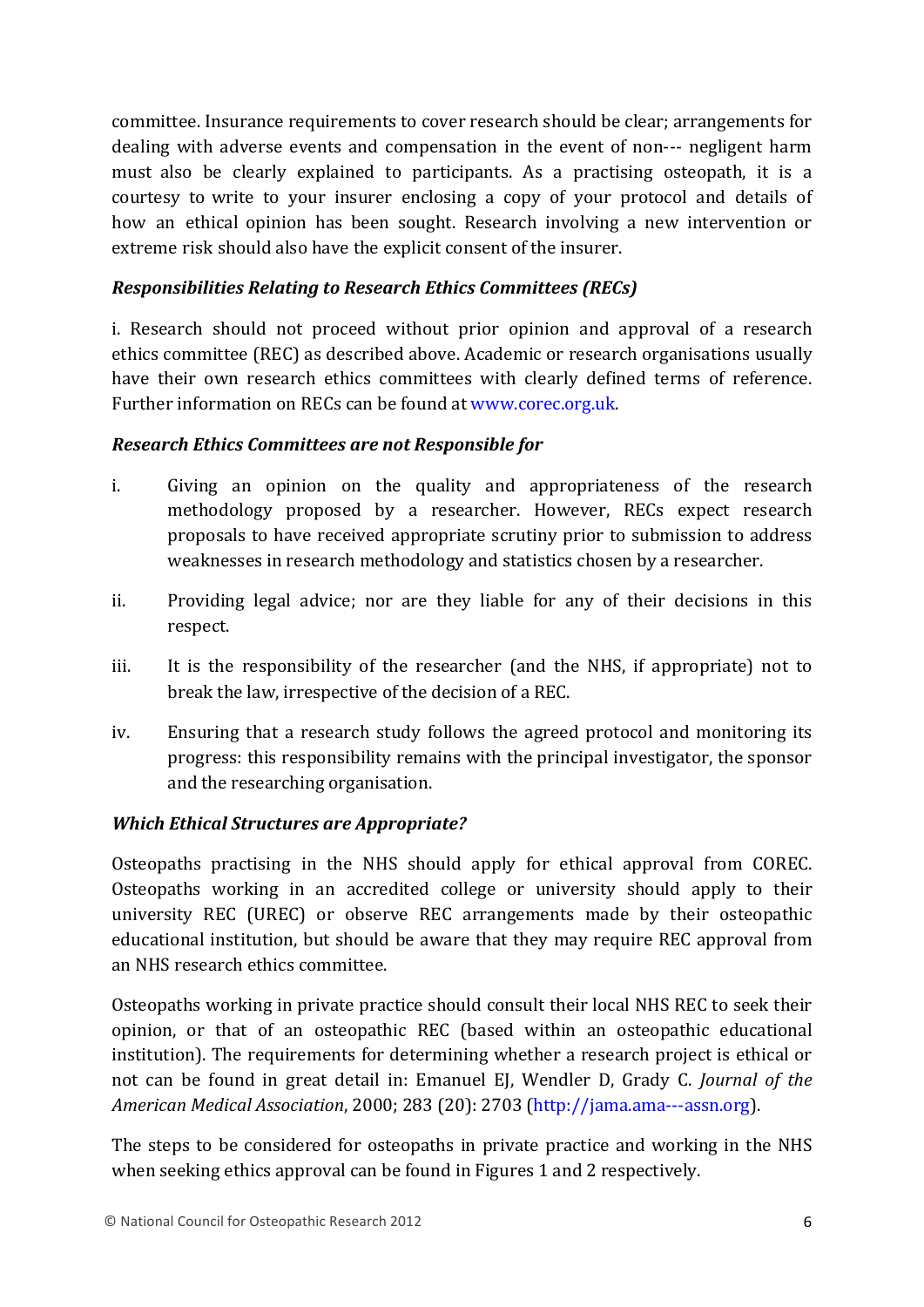committee. Insurance requirements to cover research should be clear; arrangements for dealing with adverse events and compensation in the event of non--- negligent harm must also be clearly explained to participants. As a practising osteopath, it is a courtesy to write to your insurer enclosing a copy of your protocol and details of how an ethical opinion has been sought. Research involving a new intervention or extreme risk should also have the explicit consent of the insurer.

### *Responsibilities Relating to Research Ethics Committees (RECs)*

i. Research should not proceed without prior opinion and approval of a research ethics committee (REC) as described above. Academic or research organisations usually have their own research ethics committees with clearly defined terms of reference. Further information on RECs can be found at www.corec.org.uk.

### *Research Ethics Committees are not Responsible for*

i. Giving an opinion on the quality and appropriateness of the research methodology proposed by a researcher. However, RECs expect research proposals to have received appropriate scrutiny prior to submission to address weaknesses in research methodology and statistics chosen by a researcher.

ii. Providing legal advice; nor are they liable for any of their decisions in this respect.

iii. It is the responsibility of the researcher (and the NHS, if appropriate) not to break the law, irrespective of the decision of a REC.

iv. Ensuring that a research study follows the agreed protocol and monitoring its progress: this responsibility remains with the principal investigator, the sponsor and the researching organisation.

### *Which Ethical Structures are Appropriate?*

Osteopaths practising in the NHS should apply for ethical approval from COREC. Osteopaths working in an accredited college or university should apply to their university REC (UREC) or observe REC arrangements made by their osteopathic educational institution, but should be aware that they may require REC approval from an NHS research ethics committee.

Osteopaths working in private practice should consult their local NHS REC to seek their opinion, or that of an osteopathic REC (based within an osteopathic educational institution). The requirements for determining whether a research project is ethical or not can be found in great detail in: Emanuel EJ, Wendler D, Grady C. *Journal of the American Medical Association*, 2000; 283 (20): 2703 (http://jama.ama---assn.org).

The steps to be considered for osteopaths in private practice and working in the NHS when seeking ethics approval can be found in Figures 1 and 2 respectively.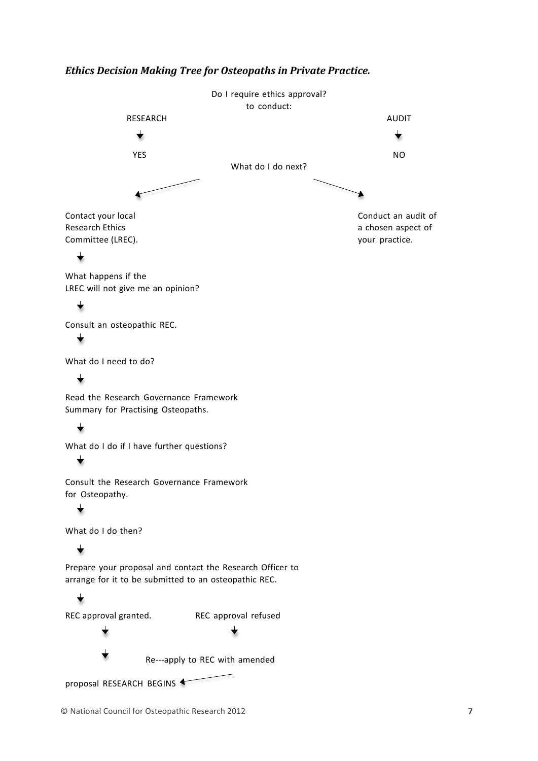***Ethics Decision Making Tree for Osteopaths in Private Practice.***

Do I require ethics approval?
to conduct:

RESEARCH ↓ YES

AUDIT ↓ NO

What do I do next?

**AUDIT → NO:**

Conduct an audit of a chosen aspect of your practice.

**RESEARCH → YES:**

Contact your local Research Ethics Committee (LREC).

↓

What happens if the LREC will not give me an opinion?

↓

Consult an osteopathic REC.

↓

What do I need to do?

↓

Read the Research Governance Framework Summary for Practising Osteopaths.

↓

What do I do if I have further questions?

↓

Consult the Research Governance Framework for Osteopathy.

↓

What do I do then?

↓

Prepare your proposal and contact the Research Officer to arrange for it to be submitted to an osteopathic REC.

↓

REC approval granted. ↓ ↓

REC approval refused ↓ Re---apply to REC with amended proposal

RESEARCH BEGINS

© National Council for Osteopathic Research 2012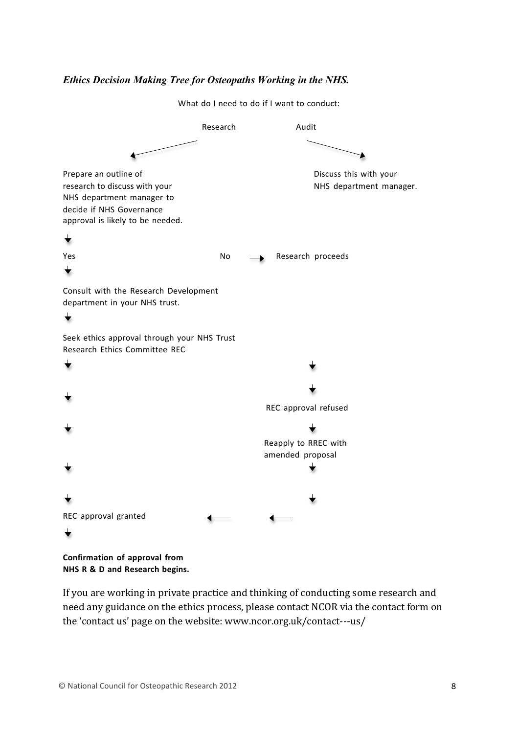***Ethics Decision Making Tree for Osteopaths Working in the NHS.***

What do I need to do if I want to conduct:

Research

Audit

Prepare an outline of research to discuss with your NHS department manager to decide if NHS Governance approval is likely to be needed.

Discuss this with your NHS department manager.

Yes

No → Research proceeds

Consult with the Research Development department in your NHS trust.

Seek ethics approval through your NHS Trust Research Ethics Committee REC

REC approval refused

Reapply to RREC with amended proposal

REC approval granted

**Confirmation of approval from NHS R & D and Research begins.**

If you are working in private practice and thinking of conducting some research and need any guidance on the ethics process, please contact NCOR via the contact form on the 'contact us' page on the website: www.ncor.org.uk/contact---us/

© National Council for Osteopathic Research 2012